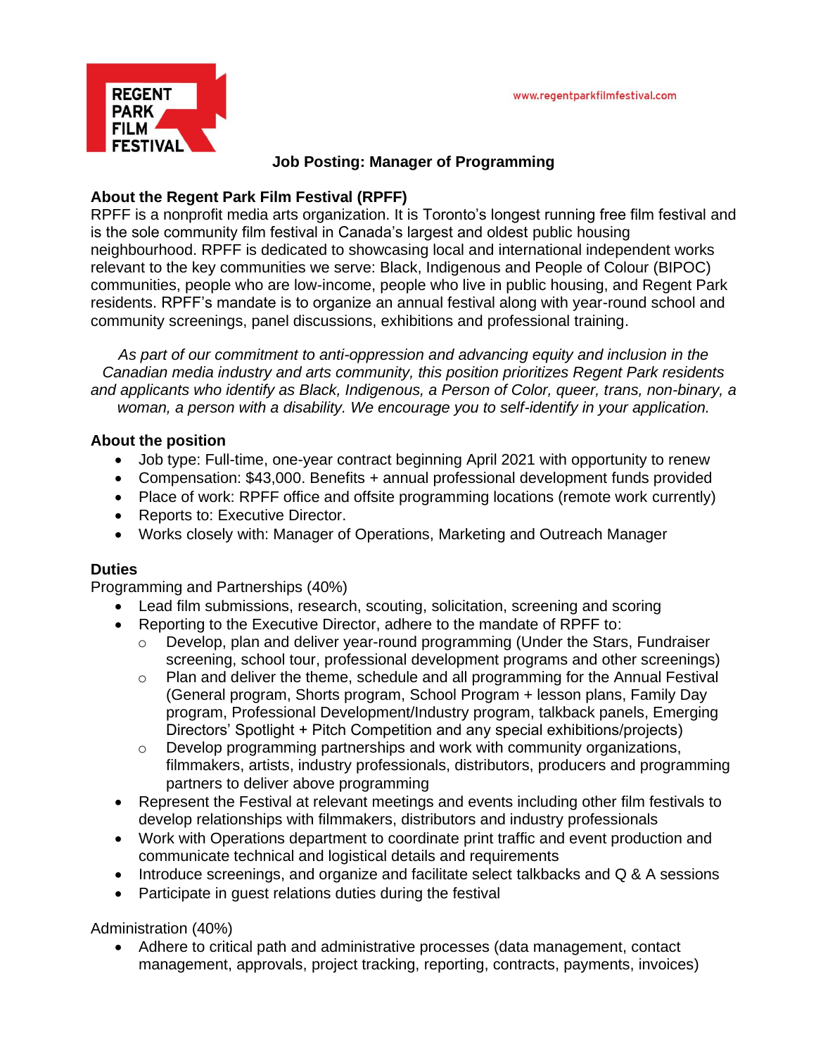# Job Posting: Manager of Programming

## About the Regent Park Film Festival (RPFF)

RPFF is a nonprofit media arts organization. It is Toronto's longest running free film festival and is the sole community film festival in Canada's largest and oldest public housing neighbourhood. RPFF is dedicated to showcasing local and international independent works relevant to the key communities we serve: Black, Indigenous and People of Colour (BIPOC) communities, people who are low-income, people who live in public housing, and Regent Park residents. RPFF's mandate is to organize an annual festival along with year-round school and community screenings, panel discussions, exhibitions and professional training.

*As part of our commitment to anti-oppression and advancing equity and inclusion in the Canadian media industry and arts community, this position prioritizes Regent Park residents and applicants who identify as Black, Indigenous, a Person of Color, queer, trans, non-binary, a woman, a person with a disability. We encourage you to self-identify in your application.*

## About the position

- Job type: Full-time, one-year contract beginning April 2021 with opportunity to renew
- Compensation: $43,000. Benefits + annual professional development funds provided
- Place of work: RPFF office and offsite programming locations (remote work currently)
- Reports to: Executive Director.
- Works closely with: Manager of Operations, Marketing and Outreach Manager

## Duties

Programming and Partnerships (40%)

- Lead film submissions, research, scouting, solicitation, screening and scoring
- Reporting to the Executive Director, adhere to the mandate of RPFF to:
  - Develop, plan and deliver year-round programming (Under the Stars, Fundraiser screening, school tour, professional development programs and other screenings)
  - Plan and deliver the theme, schedule and all programming for the Annual Festival (General program, Shorts program, School Program + lesson plans, Family Day program, Professional Development/Industry program, talkback panels, Emerging Directors' Spotlight + Pitch Competition and any special exhibitions/projects)
  - Develop programming partnerships and work with community organizations, filmmakers, artists, industry professionals, distributors, producers and programming partners to deliver above programming
- Represent the Festival at relevant meetings and events including other film festivals to develop relationships with filmmakers, distributors and industry professionals
- Work with Operations department to coordinate print traffic and event production and communicate technical and logistical details and requirements
- Introduce screenings, and organize and facilitate select talkbacks and Q & A sessions
- Participate in guest relations duties during the festival

Administration (40%)

- Adhere to critical path and administrative processes (data management, contact management, approvals, project tracking, reporting, contracts, payments, invoices)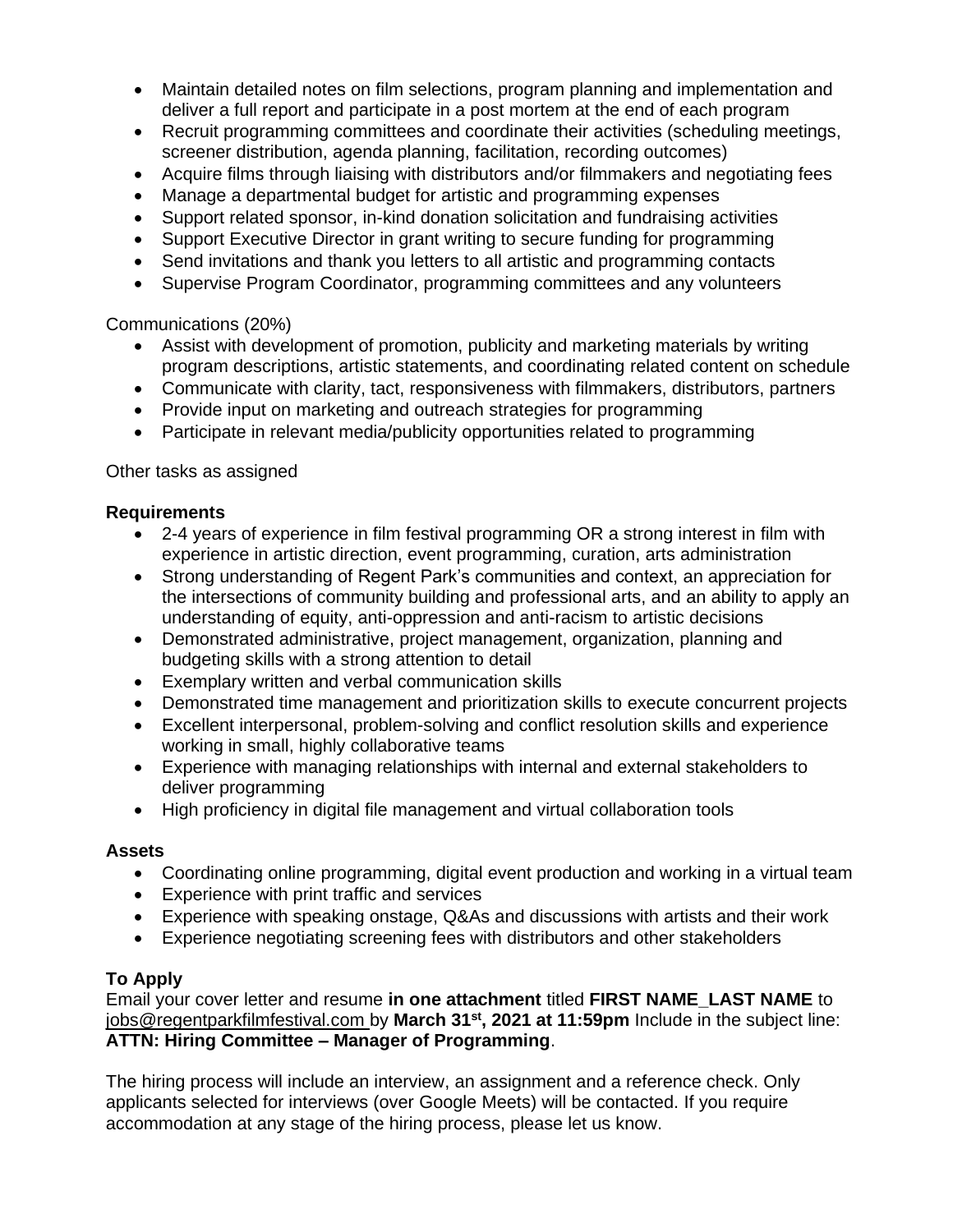- Maintain detailed notes on film selections, program planning and implementation and deliver a full report and participate in a post mortem at the end of each program
- Recruit programming committees and coordinate their activities (scheduling meetings, screener distribution, agenda planning, facilitation, recording outcomes)
- Acquire films through liaising with distributors and/or filmmakers and negotiating fees
- Manage a departmental budget for artistic and programming expenses
- Support related sponsor, in-kind donation solicitation and fundraising activities
- Support Executive Director in grant writing to secure funding for programming
- Send invitations and thank you letters to all artistic and programming contacts
- Supervise Program Coordinator, programming committees and any volunteers

Communications (20%)

- Assist with development of promotion, publicity and marketing materials by writing program descriptions, artistic statements, and coordinating related content on schedule
- Communicate with clarity, tact, responsiveness with filmmakers, distributors, partners
- Provide input on marketing and outreach strategies for programming
- Participate in relevant media/publicity opportunities related to programming

Other tasks as assigned

**Requirements**

- 2-4 years of experience in film festival programming OR a strong interest in film with experience in artistic direction, event programming, curation, arts administration
- Strong understanding of Regent Park's communities and context, an appreciation for the intersections of community building and professional arts, and an ability to apply an understanding of equity, anti-oppression and anti-racism to artistic decisions
- Demonstrated administrative, project management, organization, planning and budgeting skills with a strong attention to detail
- Exemplary written and verbal communication skills
- Demonstrated time management and prioritization skills to execute concurrent projects
- Excellent interpersonal, problem-solving and conflict resolution skills and experience working in small, highly collaborative teams
- Experience with managing relationships with internal and external stakeholders to deliver programming
- High proficiency in digital file management and virtual collaboration tools

**Assets**

- Coordinating online programming, digital event production and working in a virtual team
- Experience with print traffic and services
- Experience with speaking onstage, Q&As and discussions with artists and their work
- Experience negotiating screening fees with distributors and other stakeholders

**To Apply**

Email your cover letter and resume **in one attachment** titled **FIRST NAME_LAST NAME** to jobs@regentparkfilmfestival.com by **March 31st, 2021 at 11:59pm** Include in the subject line: **ATTN: Hiring Committee – Manager of Programming**.

The hiring process will include an interview, an assignment and a reference check. Only applicants selected for interviews (over Google Meets) will be contacted. If you require accommodation at any stage of the hiring process, please let us know.